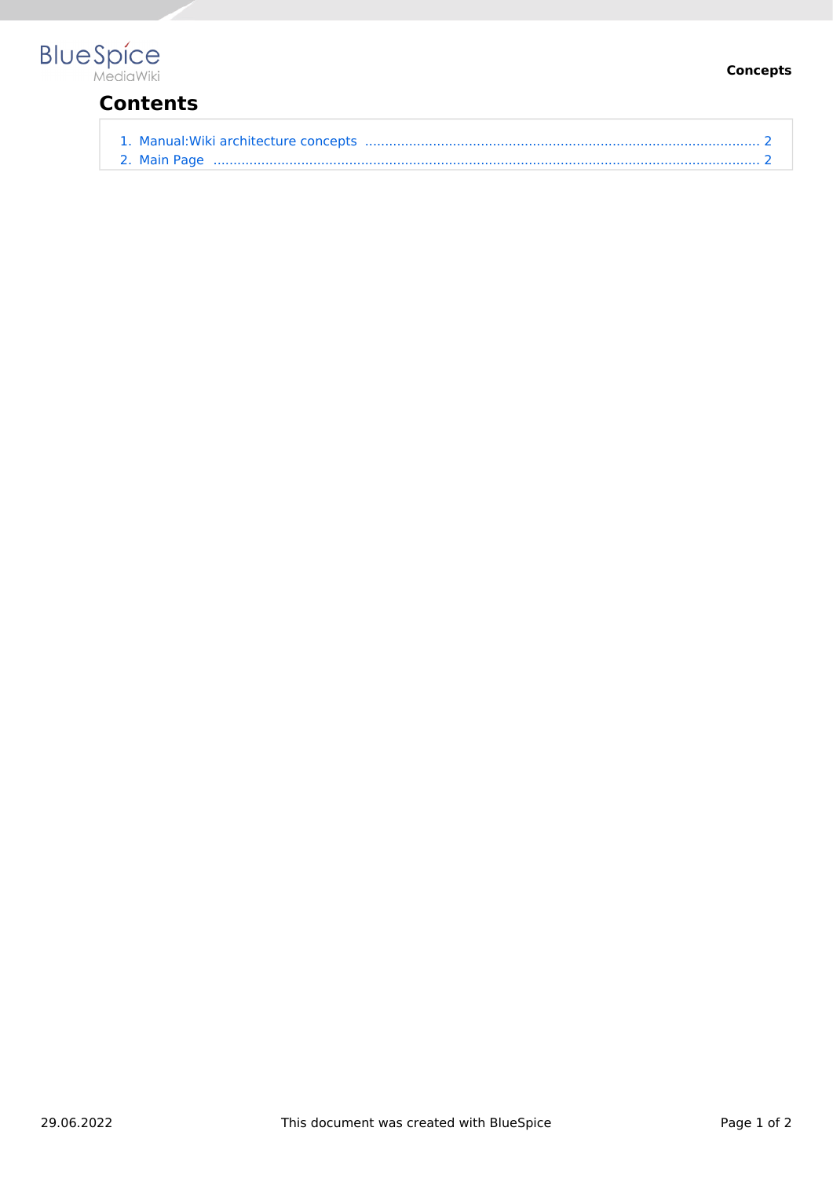# Contents

1. Manual:Wiki architecture concepts ..... 2
2. Main Page ..... 2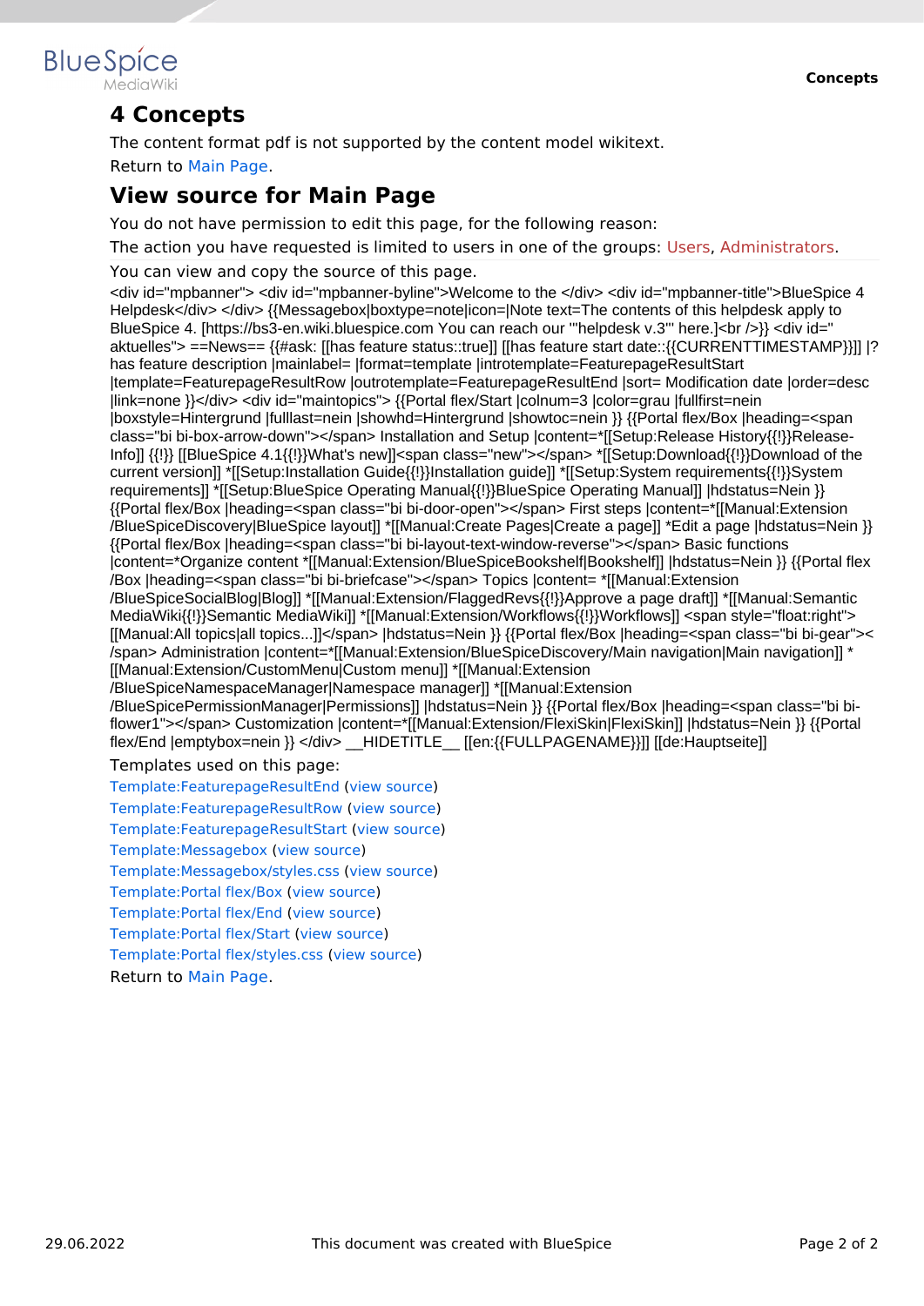# 4 Concepts

The content format pdf is not supported by the content model wikitext.

Return to Main Page.

## View source for Main Page

You do not have permission to edit this page, for the following reason:

The action you have requested is limited to users in one of the groups: Users, Administrators.

You can view and copy the source of this page.

<div id="mpbanner"> <div id="mpbanner-byline">Welcome to the </div> <div id="mpbanner-title">BlueSpice 4 Helpdesk</div> </div> {{Messagebox|boxtype=note|icon=|Note text=The contents of this helpdesk apply to BlueSpice 4. [https://bs3-en.wiki.bluespice.com You can reach our '''helpdesk v.3''' here.]<br />}} <div id=" aktuelles"> ==News== {{#ask: [[has feature status::true]] [[has feature start date::{{CURRENTTIMESTAMP}}]] |?has feature description |mainlabel= |format=template |introtemplate=FeaturepageResultStart |template=FeaturepageResultRow |outrotemplate=FeaturepageResultEnd |sort= Modification date |order=desc |link=none }}</div> <div id="maintopics"> {{Portal flex/Start |colnum=3 |color=grau |fullfirst=nein |boxstyle=Hintergrund |fulllast=nein |showhd=Hintergrund |showtoc=nein }} {{Portal flex/Box |heading=<span class="bi bi-box-arrow-down"></span> Installation and Setup |content=*[[Setup:Release History{{!}}Release-Info]] {{!}} [[BlueSpice 4.1{{!}}What's new]]<span class="new"></span> *[[Setup:Download{{!}}Download of the current version]] *[[Setup:Installation Guide{{!}}Installation guide]] *[[Setup:System requirements{{!}}System requirements]] *[[Setup:BlueSpice Operating Manual{{!}}BlueSpice Operating Manual]] |hdstatus=Nein }} {{Portal flex/Box |heading=<span class="bi bi-door-open"></span> First steps |content=*[[Manual:Extension /BlueSpiceDiscovery|BlueSpice layout]] *[[Manual:Create Pages|Create a page]] *Edit a page |hdstatus=Nein }} {{Portal flex/Box |heading=<span class="bi bi-layout-text-window-reverse"></span> Basic functions |content=*Organize content *[[Manual:Extension/BlueSpiceBookshelf|Bookshelf]] |hdstatus=Nein }} {{Portal flex /Box |heading=<span class="bi bi-briefcase"></span> Topics |content= *[[Manual:Extension /BlueSpiceSocialBlog|Blog]] *[[Manual:Extension/FlaggedRevs{{!}}Approve a page draft]] *[[Manual:Semantic MediaWiki{{!}}Semantic MediaWiki]] *[[Manual:Extension/Workflows{{!}}Workflows]] <span style="float:right"> [[Manual:All topics|all topics...]]</span> |hdstatus=Nein }} {{Portal flex/Box |heading=<span class="bi bi-gear">< /span> Administration |content=*[[Manual:Extension/BlueSpiceDiscovery/Main navigation|Main navigation]] * [[Manual:Extension/CustomMenu|Custom menu]] *[[Manual:Extension /BlueSpiceNamespaceManager|Namespace manager]] *[[Manual:Extension /BlueSpicePermissionManager|Permissions]] |hdstatus=Nein }} {{Portal flex/Box |heading=<span class="bi bi-flower1"></span> Customization |content=*[[Manual:Extension/FlexiSkin|FlexiSkin]] |hdstatus=Nein }} {{Portal flex/End |emptybox=nein }} </div> __HIDETITLE__ [[en:{{FULLPAGENAME}}]] [[de:Hauptseite]]

Templates used on this page:

- Template:FeaturepageResultEnd (view source)
- Template:FeaturepageResultRow (view source)
- Template:FeaturepageResultStart (view source)
- Template:Messagebox (view source)
- Template:Messagebox/styles.css (view source)
- Template:Portal flex/Box (view source)
- Template:Portal flex/End (view source)
- Template:Portal flex/Start (view source)
- Template:Portal flex/styles.css (view source)

Return to Main Page.